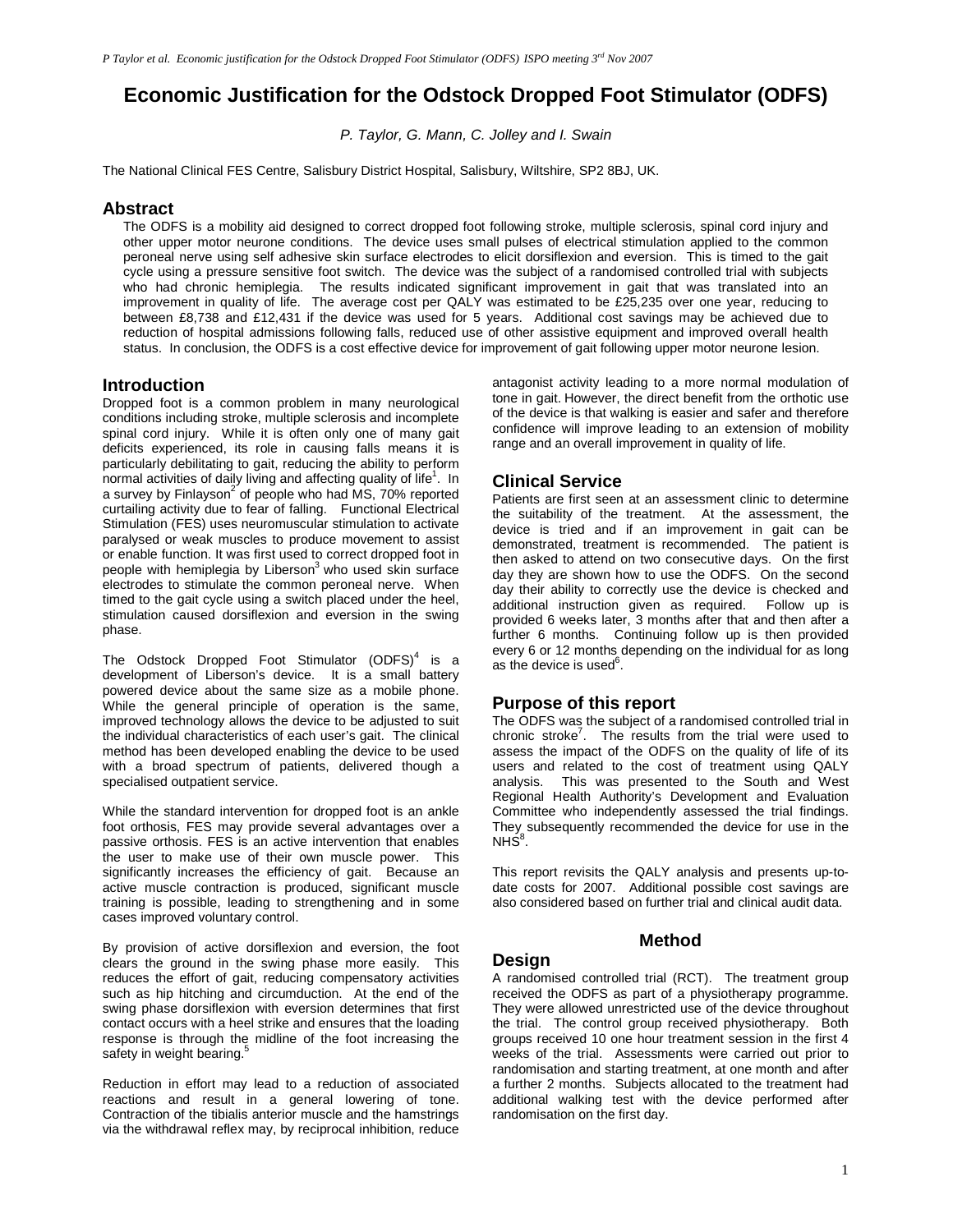# Economic Justification for the Odstock Dropped Foot Stimulator (ODFS)

*P. Taylor, G. Mann, C. Jolley and I. Swain*

The National Clinical FES Centre, Salisbury District Hospital, Salisbury, Wiltshire, SP2 8BJ, UK.

## Abstract

The ODFS is a mobility aid designed to correct dropped foot following stroke, multiple sclerosis, spinal cord injury and other upper motor neurone conditions. The device uses small pulses of electrical stimulation applied to the common peroneal nerve using self adhesive skin surface electrodes to elicit dorsiflexion and eversion. This is timed to the gait cycle using a pressure sensitive foot switch. The device was the subject of a randomised controlled trial with subjects who had chronic hemiplegia. The results indicated significant improvement in gait that was translated into an improvement in quality of life. The average cost per QALY was estimated to be £25,235 over one year, reducing to between £8,738 and £12,431 if the device was used for 5 years. Additional cost savings may be achieved due to reduction of hospital admissions following falls, reduced use of other assistive equipment and improved overall health status. In conclusion, the ODFS is a cost effective device for improvement of gait following upper motor neurone lesion.

## Introduction

Dropped foot is a common problem in many neurological conditions including stroke, multiple sclerosis and incomplete spinal cord injury. While it is often only one of many gait deficits experienced, its role in causing falls means it is particularly debilitating to gait, reducing the ability to perform normal activities of daily living and affecting quality of life[1]. In a survey by Finlayson[2] of people who had MS, 70% reported curtailing activity due to fear of falling. Functional Electrical Stimulation (FES) uses neuromuscular stimulation to activate paralysed or weak muscles to produce movement to assist or enable function. It was first used to correct dropped foot in people with hemiplegia by Liberson[3] who used skin surface electrodes to stimulate the common peroneal nerve. When timed to the gait cycle using a switch placed under the heel, stimulation caused dorsiflexion and eversion in the swing phase.

The Odstock Dropped Foot Stimulator (ODFS)[4] is a development of Liberson's device. It is a small battery powered device about the same size as a mobile phone. While the general principle of operation is the same, improved technology allows the device to be adjusted to suit the individual characteristics of each user's gait. The clinical method has been developed enabling the device to be used with a broad spectrum of patients, delivered though a specialised outpatient service.

While the standard intervention for dropped foot is an ankle foot orthosis, FES may provide several advantages over a passive orthosis. FES is an active intervention that enables the user to make use of their own muscle power. This significantly increases the efficiency of gait. Because an active muscle contraction is produced, significant muscle training is possible, leading to strengthening and in some cases improved voluntary control.

By provision of active dorsiflexion and eversion, the foot clears the ground in the swing phase more easily. This reduces the effort of gait, reducing compensatory activities such as hip hitching and circumduction. At the end of the swing phase dorsiflexion with eversion determines that first contact occurs with a heel strike and ensures that the loading response is through the midline of the foot increasing the safety in weight bearing.[5]

Reduction in effort may lead to a reduction of associated reactions and result in a general lowering of tone. Contraction of the tibialis anterior muscle and the hamstrings via the withdrawal reflex may, by reciprocal inhibition, reduce antagonist activity leading to a more normal modulation of tone in gait. However, the direct benefit from the orthotic use of the device is that walking is easier and safer and therefore confidence will improve leading to an extension of mobility range and an overall improvement in quality of life.

## Clinical Service

Patients are first seen at an assessment clinic to determine the suitability of the treatment. At the assessment, the device is tried and if an improvement in gait can be demonstrated, treatment is recommended. The patient is then asked to attend on two consecutive days. On the first day they are shown how to use the ODFS. On the second day their ability to correctly use the device is checked and additional instruction given as required. Follow up is provided 6 weeks later, 3 months after that and then after a further 6 months. Continuing follow up is then provided every 6 or 12 months depending on the individual for as long as the device is used[6].

## Purpose of this report

The ODFS was the subject of a randomised controlled trial in chronic stroke[7]. The results from the trial were used to assess the impact of the ODFS on the quality of life of its users and related to the cost of treatment using QALY analysis. This was presented to the South and West Regional Health Authority's Development and Evaluation Committee who independently assessed the trial findings. They subsequently recommended the device for use in the NHS[8].

This report revisits the QALY analysis and presents up-to-date costs for 2007. Additional possible cost savings are also considered based on further trial and clinical audit data.

## Method

### Design

A randomised controlled trial (RCT). The treatment group received the ODFS as part of a physiotherapy programme. They were allowed unrestricted use of the device throughout the trial. The control group received physiotherapy. Both groups received 10 one hour treatment session in the first 4 weeks of the trial. Assessments were carried out prior to randomisation and starting treatment, at one month and after a further 2 months. Subjects allocated to the treatment had additional walking test with the device performed after randomisation on the first day.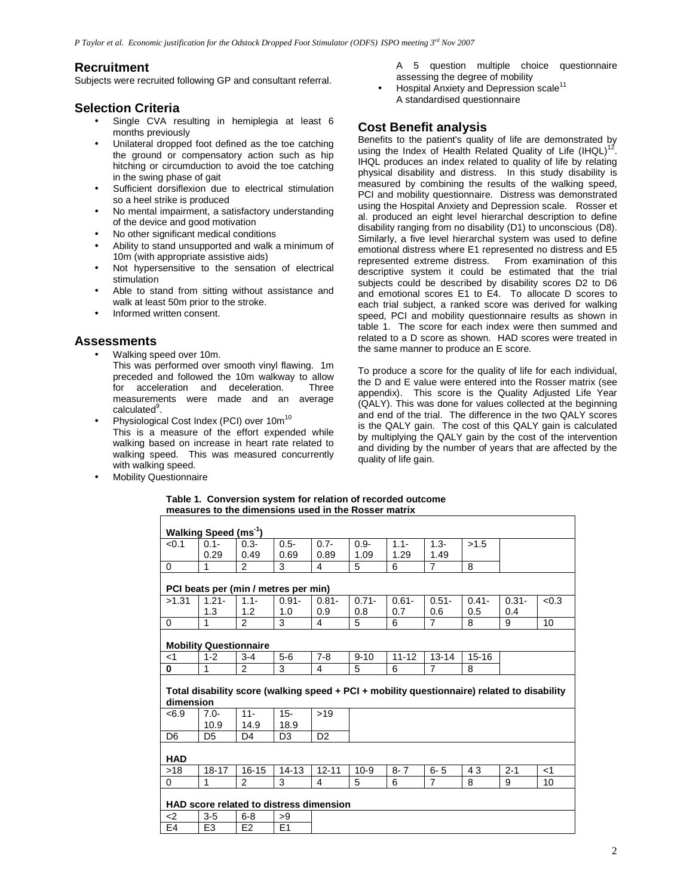## Recruitment

Subjects were recruited following GP and consultant referral.

## Selection Criteria

- Single CVA resulting in hemiplegia at least 6 months previously
- Unilateral dropped foot defined as the toe catching the ground or compensatory action such as hip hitching or circumduction to avoid the toe catching in the swing phase of gait
- Sufficient dorsiflexion due to electrical stimulation so a heel strike is produced
- No mental impairment, a satisfactory understanding of the device and good motivation
- No other significant medical conditions
- Ability to stand unsupported and walk a minimum of 10m (with appropriate assistive aids)
- Not hypersensitive to the sensation of electrical stimulation
- Able to stand from sitting without assistance and walk at least 50m prior to the stroke.
- Informed written consent.

## Assessments

- Walking speed over 10m.
  This was performed over smooth vinyl flawing. 1m preceded and followed the 10m walkway to allow for acceleration and deceleration. Three measurements were made and an average calculated[9].
- Physiological Cost Index (PCI) over 10m[10]
  This is a measure of the effort expended while walking based on increase in heart rate related to walking speed. This was measured concurrently with walking speed.
- Mobility Questionnaire
  A 5 question multiple choice questionnaire assessing the degree of mobility
- Hospital Anxiety and Depression scale[11]
  A standardised questionnaire

## Cost Benefit analysis

Benefits to the patient's quality of life are demonstrated by using the Index of Health Related Quality of Life (IHQL)[12]. IHQL produces an index related to quality of life by relating physical disability and distress. In this study disability is measured by combining the results of the walking speed, PCI and mobility questionnaire. Distress was demonstrated using the Hospital Anxiety and Depression scale. Rosser et al. produced an eight level hierarchal description to define disability ranging from no disability (D1) to unconscious (D8). Similarly, a five level hierarchal system was used to define emotional distress where E1 represented no distress and E5 represented extreme distress. From examination of this descriptive system it could be estimated that the trial subjects could be described by disability scores D2 to D6 and emotional scores E1 to E4. To allocate D scores to each trial subject, a ranked score was derived for walking speed, PCI and mobility questionnaire results as shown in table 1. The score for each index were then summed and related to a D score as shown. HAD scores were treated in the same manner to produce an E score.

To produce a score for the quality of life for each individual, the D and E value were entered into the Rosser matrix (see appendix). This score is the Quality Adjusted Life Year (QALY). This was done for values collected at the beginning and end of the trial. The difference in the two QALY scores is the QALY gain. The cost of this QALY gain is calculated by multiplying the QALY gain by the cost of the intervention and dividing by the number of years that are affected by the quality of life gain.

**Table 1. Conversion system for relation of recorded outcome measures to the dimensions used in the Rosser matrix**

| **Walking Speed ($ms^{-1}$)** | | | | | | | | | | |
|---|---|---|---|---|---|---|---|---|---|---|
| <0.1 | 0.1-0.29 | 0.3-0.49 | 0.5-0.69 | 0.7-0.89 | 0.9-1.09 | 1.1-1.29 | 1.3-1.49 | >1.5 | | |
| 0 | 1 | 2 | 3 | 4 | 5 | 6 | 7 | 8 | | |
| **PCI beats per (min / metres per min)** | | | | | | | | | | |
| >1.31 | 1.21-1.3 | 1.1-1.2 | 0.91-1.0 | 0.81-0.9 | 0.71-0.8 | 0.61-0.7 | 0.51-0.6 | 0.41-0.5 | 0.31-0.4 | <0.3 |
| 0 | 1 | 2 | 3 | 4 | 5 | 6 | 7 | 8 | 9 | 10 |
| **Mobility Questionnaire** | | | | | | | | | | |
| <1 | 1-2 | 3-4 | 5-6 | 7-8 | 9-10 | 11-12 | 13-14 | 15-16 | | |
| **0** | 1 | 2 | 3 | 4 | 5 | 6 | 7 | 8 | | |
| **Total disability score (walking speed + PCI + mobility questionnaire) related to disability dimension** | | | | | | | | | | |
| <6.9 | 7.0-10.9 | 11-14.9 | 15-18.9 | >19 | | | | | | |
| D6 | D5 | D4 | D3 | D2 | | | | | | |
| **HAD** | | | | | | | | | | |
| >18 | 18-17 | 16-15 | 14-13 | 12-11 | 10-9 | 8- 7 | 6- 5 | 4 3 | 2-1 | <1 |
| 0 | 1 | 2 | 3 | 4 | 5 | 6 | 7 | 8 | 9 | 10 |
| **HAD score related to distress dimension** | | | | | | | | | | |
| <2 | 3-5 | 6-8 | >9 | | | | | | | |
| E4 | E3 | E2 | E1 | | | | | | | |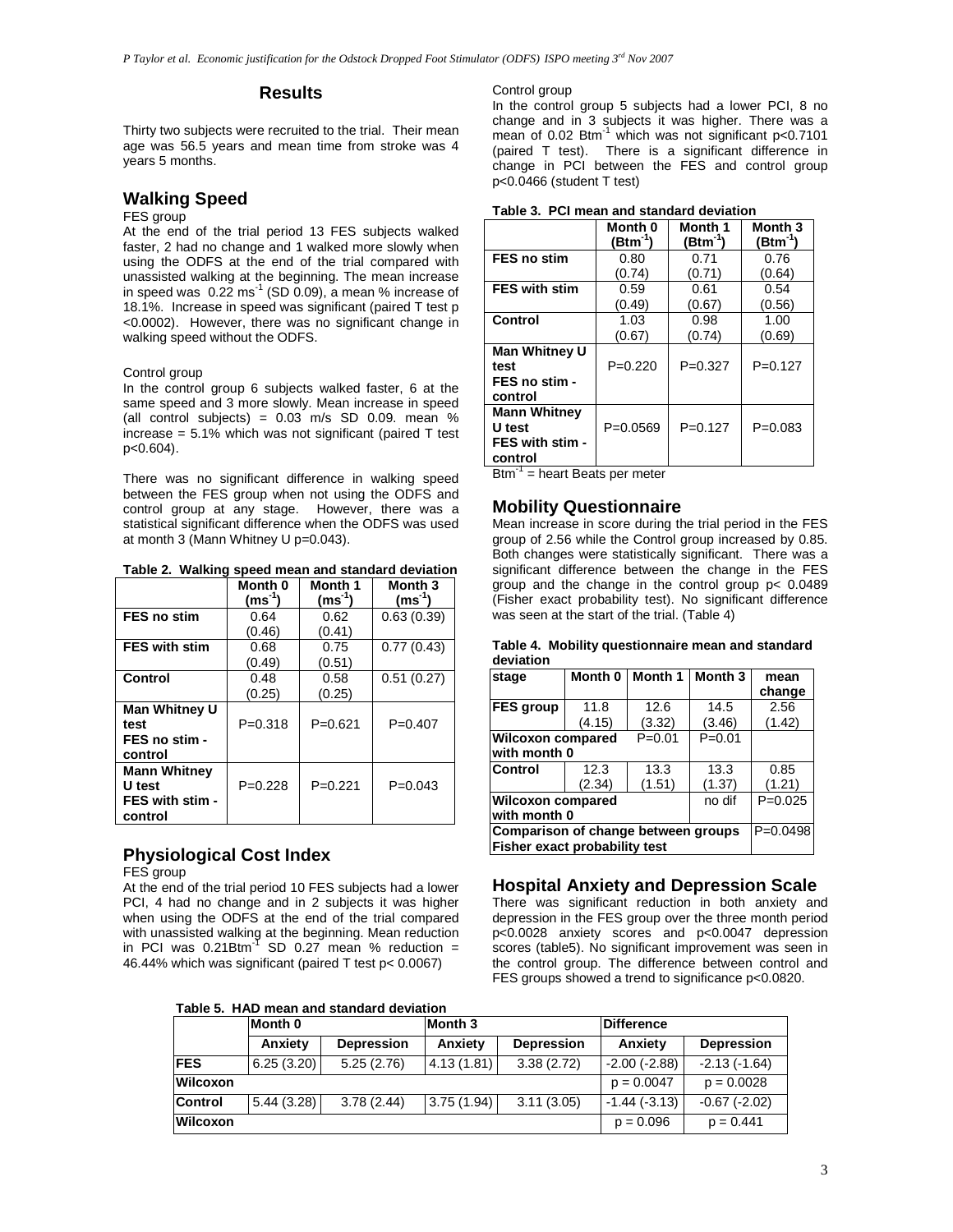## Results

Thirty two subjects were recruited to the trial. Their mean age was 56.5 years and mean time from stroke was 4 years 5 months.

## Walking Speed

FES group

At the end of the trial period 13 FES subjects walked faster, 2 had no change and 1 walked more slowly when using the ODFS at the end of the trial compared with unassisted walking at the beginning. The mean increase in speed was 0.22 $ms^{-1}$ (SD 0.09), a mean % increase of 18.1%. Increase in speed was significant (paired T test p <0.0002). However, there was no significant change in walking speed without the ODFS.

Control group

In the control group 6 subjects walked faster, 6 at the same speed and 3 more slowly. Mean increase in speed (all control subjects) = 0.03 m/s SD 0.09. mean % increase = 5.1% which was not significant (paired T test p<0.604).

There was no significant difference in walking speed between the FES group when not using the ODFS and control group at any stage. However, there was a statistical significant difference when the ODFS was used at month 3 (Mann Whitney U p=0.043).

**Table 2. Walking speed mean and standard deviation**

| | Month 0 ($ms^{-1}$) | Month 1 ($ms^{-1}$) | Month 3 ($ms^{-1}$) |
|---|---|---|---|
| **FES no stim** | 0.64 (0.46) | 0.62 (0.41) | 0.63 (0.39) |
| **FES with stim** | 0.68 (0.49) | 0.75 (0.51) | 0.77 (0.43) |
| **Control** | 0.48 (0.25) | 0.58 (0.25) | 0.51 (0.27) |
| **Man Whitney U test FES no stim - control** | P=0.318 | P=0.621 | P=0.407 |
| **Mann Whitney U test FES with stim - control** | P=0.228 | P=0.221 | P=0.043 |

## Physiological Cost Index

FES group

At the end of the trial period 10 FES subjects had a lower PCI, 4 had no change and in 2 subjects it was higher when using the ODFS at the end of the trial compared with unassisted walking at the beginning. Mean reduction in PCI was 0.21$Btm^{-1}$ SD 0.27 mean % reduction = 46.44% which was significant (paired T test p< 0.0067)

Control group

In the control group 5 subjects had a lower PCI, 8 no change and in 3 subjects it was higher. There was a mean of 0.02 $Btm^{-1}$ which was not significant p<0.7101 (paired T test). There is a significant difference in change in PCI between the FES and control group p<0.0466 (student T test)

**Table 3. PCI mean and standard deviation**

| | Month 0 ($Btm^{-1}$) | Month 1 ($Btm^{-1}$) | Month 3 ($Btm^{-1}$) |
|---|---|---|---|
| **FES no stim** | 0.80 (0.74) | 0.71 (0.71) | 0.76 (0.64) |
| **FES with stim** | 0.59 (0.49) | 0.61 (0.67) | 0.54 (0.56) |
| **Control** | 1.03 (0.67) | 0.98 (0.74) | 1.00 (0.69) |
| **Man Whitney U test FES no stim - control** | P=0.220 | P=0.327 | P=0.127 |
| **Mann Whitney U test FES with stim - control** | P=0.0569 | P=0.127 | P=0.083 |

$Btm^{-1}$ = heart Beats per meter

## Mobility Questionnaire

Mean increase in score during the trial period in the FES group of 2.56 while the Control group increased by 0.85. Both changes were statistically significant. There was a significant difference between the change in the FES group and the change in the control group p< 0.0489 (Fisher exact probability test). No significant difference was seen at the start of the trial. (Table 4)

**Table 4. Mobility questionnaire mean and standard deviation**

| stage | Month 0 | Month 1 | Month 3 | mean change |
|---|---|---|---|---|
| **FES group** | 11.8 (4.15) | 12.6 (3.32) | 14.5 (3.46) | 2.56 (1.42) |
| **Wilcoxon compared with month 0** | | P=0.01 | P=0.01 | |
| **Control** | 12.3 (2.34) | 13.3 (1.51) | 13.3 (1.37) | 0.85 (1.21) |
| **Wilcoxon compared with month 0** | | | no dif | P=0.025 |
| **Comparison of change between groups Fisher exact probability test** | | | | P=0.0498 |

## Hospital Anxiety and Depression Scale

There was significant reduction in both anxiety and depression in the FES group over the three month period p<0.0028 anxiety scores and p<0.0047 depression scores (table5). No significant improvement was seen in the control group. The difference between control and FES groups showed a trend to significance p<0.0820.

**Table 5. HAD mean and standard deviation**

| | Month 0 | | Month 3 | | Difference | |
|---|---|---|---|---|---|---|
| | **Anxiety** | **Depression** | **Anxiety** | **Depression** | **Anxiety** | **Depression** |
| **FES** | 6.25 (3.20) | 5.25 (2.76) | 4.13 (1.81) | 3.38 (2.72) | -2.00 (-2.88) | -2.13 (-1.64) |
| **Wilcoxon** | | | | | p = 0.0047 | p = 0.0028 |
| **Control** | 5.44 (3.28) | 3.78 (2.44) | 3.75 (1.94) | 3.11 (3.05) | -1.44 (-3.13) | -0.67 (-2.02) |
| **Wilcoxon** | | | | | p = 0.096 | p = 0.441 |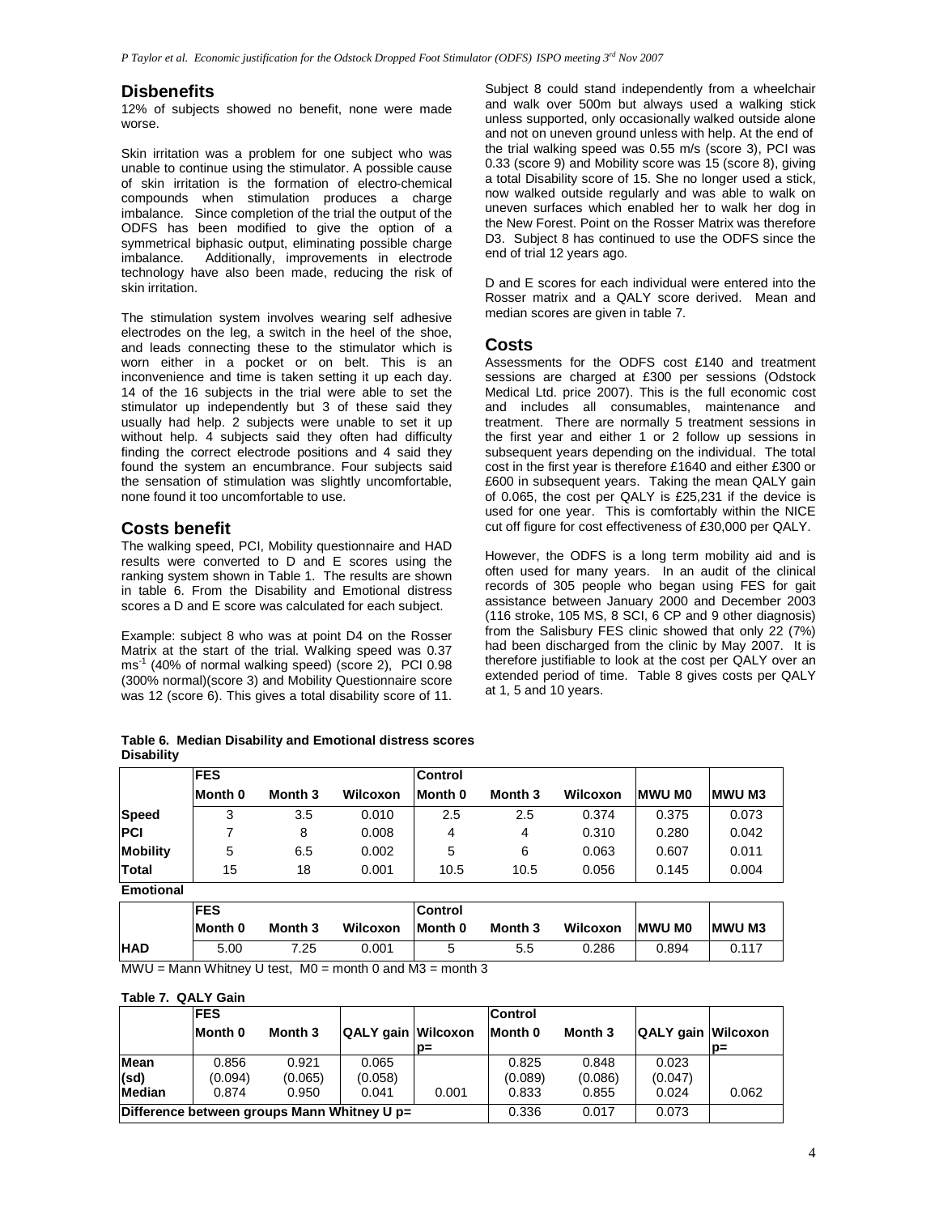## Disbenefits

12% of subjects showed no benefit, none were made worse.

Skin irritation was a problem for one subject who was unable to continue using the stimulator. A possible cause of skin irritation is the formation of electro-chemical compounds when stimulation produces a charge imbalance. Since completion of the trial the output of the ODFS has been modified to give the option of a symmetrical biphasic output, eliminating possible charge imbalance. Additionally, improvements in electrode technology have also been made, reducing the risk of skin irritation.

The stimulation system involves wearing self adhesive electrodes on the leg, a switch in the heel of the shoe, and leads connecting these to the stimulator which is worn either in a pocket or on belt. This is an inconvenience and time is taken setting it up each day. 14 of the 16 subjects in the trial were able to set the stimulator up independently but 3 of these said they usually had help. 2 subjects were unable to set it up without help. 4 subjects said they often had difficulty finding the correct electrode positions and 4 said they found the system an encumbrance. Four subjects said the sensation of stimulation was slightly uncomfortable, none found it too uncomfortable to use.

## Costs benefit

The walking speed, PCI, Mobility questionnaire and HAD results were converted to D and E scores using the ranking system shown in Table 1. The results are shown in table 6. From the Disability and Emotional distress scores a D and E score was calculated for each subject.

Example: subject 8 who was at point D4 on the Rosser Matrix at the start of the trial. Walking speed was 0.37 $ms^{-1}$ (40% of normal walking speed) (score 2), PCI 0.98 (300% normal)(score 3) and Mobility Questionnaire score was 12 (score 6). This gives a total disability score of 11.

Subject 8 could stand independently from a wheelchair and walk over 500m but always used a walking stick unless supported, only occasionally walked outside alone and not on uneven ground unless with help. At the end of the trial walking speed was 0.55 m/s (score 3), PCI was 0.33 (score 9) and Mobility score was 15 (score 8), giving a total Disability score of 15. She no longer used a stick, now walked outside regularly and was able to walk on uneven surfaces which enabled her to walk her dog in the New Forest. Point on the Rosser Matrix was therefore D3. Subject 8 has continued to use the ODFS since the end of trial 12 years ago.

D and E scores for each individual were entered into the Rosser matrix and a QALY score derived. Mean and median scores are given in table 7.

## Costs

Assessments for the ODFS cost £140 and treatment sessions are charged at £300 per sessions (Odstock Medical Ltd. price 2007). This is the full economic cost and includes all consumables, maintenance and treatment. There are normally 5 treatment sessions in the first year and either 1 or 2 follow up sessions in subsequent years depending on the individual. The total cost in the first year is therefore £1640 and either £300 or £600 in subsequent years. Taking the mean QALY gain of 0.065, the cost per QALY is £25,231 if the device is used for one year. This is comfortably within the NICE cut off figure for cost effectiveness of £30,000 per QALY.

However, the ODFS is a long term mobility aid and is often used for many years. In an audit of the clinical records of 305 people who began using FES for gait assistance between January 2000 and December 2003 (116 stroke, 105 MS, 8 SCI, 6 CP and 9 other diagnosis) from the Salisbury FES clinic showed that only 22 (7%) had been discharged from the clinic by May 2007. It is therefore justifiable to look at the cost per QALY over an extended period of time. Table 8 gives costs per QALY at 1, 5 and 10 years.

**Table 6. Median Disability and Emotional distress scores**

**Disability**

| | FES | | | Control | | | | |
|---|---|---|---|---|---|---|---|---|
| | Month 0 | Month 3 | Wilcoxon | Month 0 | Month 3 | Wilcoxon | MWU M0 | MWU M3 |
| **Speed** | 3 | 3.5 | 0.010 | 2.5 | 2.5 | 0.374 | 0.375 | 0.073 |
| **PCI** | 7 | 8 | 0.008 | 4 | 4 | 0.310 | 0.280 | 0.042 |
| **Mobility** | 5 | 6.5 | 0.002 | 5 | 6 | 0.063 | 0.607 | 0.011 |
| **Total** | 15 | 18 | 0.001 | 10.5 | 10.5 | 0.056 | 0.145 | 0.004 |

**Emotional**

| | FES | | | Control | | | | |
|---|---|---|---|---|---|---|---|---|
| | Month 0 | Month 3 | Wilcoxon | Month 0 | Month 3 | Wilcoxon | MWU M0 | MWU M3 |
| **HAD** | 5.00 | 7.25 | 0.001 | 5 | 5.5 | 0.286 | 0.894 | 0.117 |

MWU = Mann Whitney U test, M0 = month 0 and M3 = month 3

**Table 7. QALY Gain**

| | FES | | | | Control | | | |
|---|---|---|---|---|---|---|---|---|
| | Month 0 | Month 3 | QALY gain | Wilcoxon p= | Month 0 | Month 3 | QALY gain | Wilcoxon p= |
| **Mean** | 0.856 | 0.921 | 0.065 | | 0.825 | 0.848 | 0.023 | |
| **(sd)** | (0.094) | (0.065) | (0.058) | | (0.089) | (0.086) | (0.047) | |
| **Median** | 0.874 | 0.950 | 0.041 | 0.001 | 0.833 | 0.855 | 0.024 | 0.062 |
| **Difference between groups Mann Whitney U p=** | | | | | 0.336 | 0.017 | 0.073 | |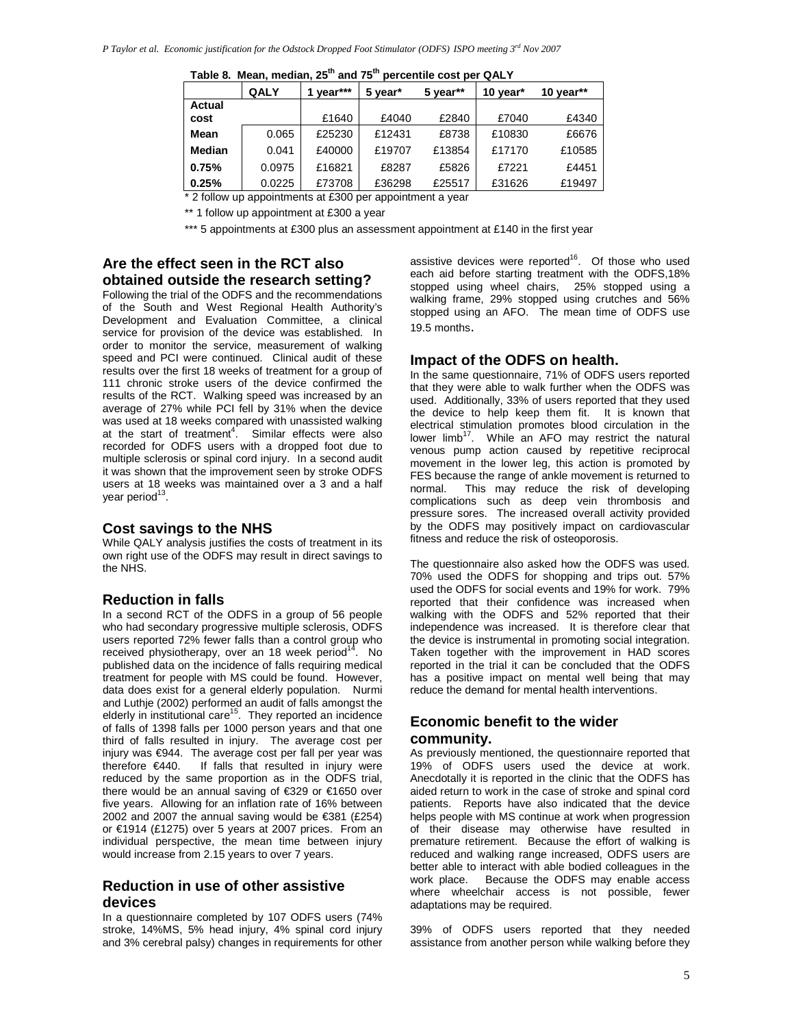**Table 8. Mean, median, 25th and 75th percentile cost per QALY**

| | QALY | 1 year*** | 5 year* | 5 year** | 10 year* | 10 year** |
|---|---|---|---|---|---|---|
| **Actual cost** | | £1640 | £4040 | £2840 | £7040 | £4340 |
| **Mean** | 0.065 | £25230 | £12431 | £8738 | £10830 | £6676 |
| **Median** | 0.041 | £40000 | £19707 | £13854 | £17170 | £10585 |
| **0.75%** | 0.0975 | £16821 | £8287 | £5826 | £7221 | £4451 |
| **0.25%** | 0.0225 | £73708 | £36298 | £25517 | £31626 | £19497 |

\* 2 follow up appointments at £300 per appointment a year

** 1 follow up appointment at £300 a year

*** 5 appointments at £300 plus an assessment appointment at £140 in the first year

## Are the effect seen in the RCT also obtained outside the research setting?

Following the trial of the ODFS and the recommendations of the South and West Regional Health Authority's Development and Evaluation Committee, a clinical service for provision of the device was established. In order to monitor the service, measurement of walking speed and PCI were continued. Clinical audit of these results over the first 18 weeks of treatment for a group of 111 chronic stroke users of the device confirmed the results of the RCT. Walking speed was increased by an average of 27% while PCI fell by 31% when the device was used at 18 weeks compared with unassisted walking at the start of treatment[4]. Similar effects were also recorded for ODFS users with a dropped foot due to multiple sclerosis or spinal cord injury. In a second audit it was shown that the improvement seen by stroke ODFS users at 18 weeks was maintained over a 3 and a half year period[13].

## Cost savings to the NHS

While QALY analysis justifies the costs of treatment in its own right use of the ODFS may result in direct savings to the NHS.

## Reduction in falls

In a second RCT of the ODFS in a group of 56 people who had secondary progressive multiple sclerosis, ODFS users reported 72% fewer falls than a control group who received physiotherapy, over an 18 week period[14]. No published data on the incidence of falls requiring medical treatment for people with MS could be found. However, data does exist for a general elderly population. Nurmi and Luthje (2002) performed an audit of falls amongst the elderly in institutional care[15]. They reported an incidence of falls of 1398 falls per 1000 person years and that one third of falls resulted in injury. The average cost per injury was €944. The average cost per fall per year was therefore €440. If falls that resulted in injury were reduced by the same proportion as in the ODFS trial, there would be an annual saving of €329 or €1650 over five years. Allowing for an inflation rate of 16% between 2002 and 2007 the annual saving would be €381 (£254) or €1914 (£1275) over 5 years at 2007 prices. From an individual perspective, the mean time between injury would increase from 2.15 years to over 7 years.

## Reduction in use of other assistive devices

In a questionnaire completed by 107 ODFS users (74% stroke, 14%MS, 5% head injury, 4% spinal cord injury and 3% cerebral palsy) changes in requirements for other assistive devices were reported[16]. Of those who used each aid before starting treatment with the ODFS,18% stopped using wheel chairs, 25% stopped using a walking frame, 29% stopped using crutches and 56% stopped using an AFO. The mean time of ODFS use 19.5 months.

## Impact of the ODFS on health.

In the same questionnaire, 71% of ODFS users reported that they were able to walk further when the ODFS was used. Additionally, 33% of users reported that they used the device to help keep them fit. It is known that electrical stimulation promotes blood circulation in the lower limb[17]. While an AFO may restrict the natural venous pump action caused by repetitive reciprocal movement in the lower leg, this action is promoted by FES because the range of ankle movement is returned to normal. This may reduce the risk of developing complications such as deep vein thrombosis and pressure sores. The increased overall activity provided by the ODFS may positively impact on cardiovascular fitness and reduce the risk of osteoporosis.

The questionnaire also asked how the ODFS was used. 70% used the ODFS for shopping and trips out. 57% used the ODFS for social events and 19% for work. 79% reported that their confidence was increased when walking with the ODFS and 52% reported that their independence was increased. It is therefore clear that the device is instrumental in promoting social integration. Taken together with the improvement in HAD scores reported in the trial it can be concluded that the ODFS has a positive impact on mental well being that may reduce the demand for mental health interventions.

## Economic benefit to the wider community.

As previously mentioned, the questionnaire reported that 19% of ODFS users used the device at work. Anecdotally it is reported in the clinic that the ODFS has aided return to work in the case of stroke and spinal cord patients. Reports have also indicated that the device helps people with MS continue at work when progression of their disease may otherwise have resulted in premature retirement. Because the effort of walking is reduced and walking range increased, ODFS users are better able to interact with able bodied colleagues in the work place. Because the ODFS may enable access where wheelchair access is not possible, fewer adaptations may be required.

39% of ODFS users reported that they needed assistance from another person while walking before they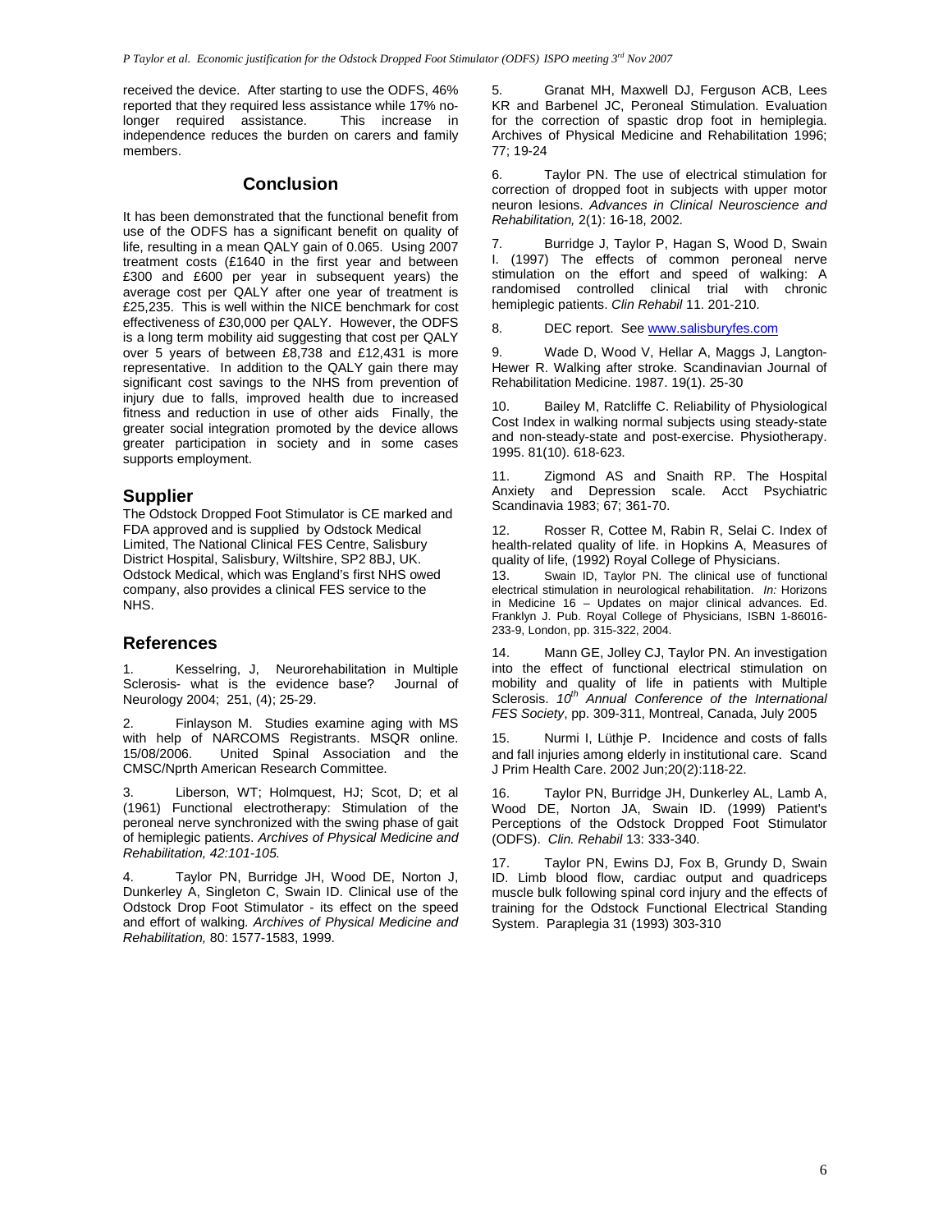received the device. After starting to use the ODFS, 46% reported that they required less assistance while 17% no-longer required assistance. This increase in independence reduces the burden on carers and family members.

## Conclusion

It has been demonstrated that the functional benefit from use of the ODFS has a significant benefit on quality of life, resulting in a mean QALY gain of 0.065. Using 2007 treatment costs (£1640 in the first year and between £300 and £600 per year in subsequent years) the average cost per QALY after one year of treatment is £25,235. This is well within the NICE benchmark for cost effectiveness of £30,000 per QALY. However, the ODFS is a long term mobility aid suggesting that cost per QALY over 5 years of between £8,738 and £12,431 is more representative. In addition to the QALY gain there may significant cost savings to the NHS from prevention of injury due to falls, improved health due to increased fitness and reduction in use of other aids Finally, the greater social integration promoted by the device allows greater participation in society and in some cases supports employment.

## Supplier

The Odstock Dropped Foot Stimulator is CE marked and FDA approved and is supplied by Odstock Medical Limited, The National Clinical FES Centre, Salisbury District Hospital, Salisbury, Wiltshire, SP2 8BJ, UK. Odstock Medical, which was England's first NHS owed company, also provides a clinical FES service to the NHS.

## References

1. Kesselring, J, Neurorehabilitation in Multiple Sclerosis- what is the evidence base? Journal of Neurology 2004; 251, (4); 25-29.

2. Finlayson M. Studies examine aging with MS with help of NARCOMS Registrants. MSQR online. 15/08/2006. United Spinal Association and the CMSC/Nprth American Research Committee.

3. Liberson, WT; Holmquest, HJ; Scot, D; et al (1961) Functional electrotherapy: Stimulation of the peroneal nerve synchronized with the swing phase of gait of hemiplegic patients. *Archives of Physical Medicine and Rehabilitation, 42:101-105.*

4. Taylor PN, Burridge JH, Wood DE, Norton J, Dunkerley A, Singleton C, Swain ID. Clinical use of the Odstock Drop Foot Stimulator - its effect on the speed and effort of walking. *Archives of Physical Medicine and Rehabilitation,* 80: 1577-1583, 1999.

5. Granat MH, Maxwell DJ, Ferguson ACB, Lees KR and Barbenel JC, Peroneal Stimulation. Evaluation for the correction of spastic drop foot in hemiplegia. Archives of Physical Medicine and Rehabilitation 1996; 77; 19-24

6. Taylor PN. The use of electrical stimulation for correction of dropped foot in subjects with upper motor neuron lesions. *Advances in Clinical Neuroscience and Rehabilitation,* 2(1): 16-18, 2002.

7. Burridge J, Taylor P, Hagan S, Wood D, Swain I. (1997) The effects of common peroneal nerve stimulation on the effort and speed of walking: A randomised controlled clinical trial with chronic hemiplegic patients. *Clin Rehabil* 11. 201-210.

8. DEC report. See www.salisburyfes.com

9. Wade D, Wood V, Hellar A, Maggs J, Langton-Hewer R. Walking after stroke. Scandinavian Journal of Rehabilitation Medicine. 1987. 19(1). 25-30

10. Bailey M, Ratcliffe C. Reliability of Physiological Cost Index in walking normal subjects using steady-state and non-steady-state and post-exercise. Physiotherapy. 1995. 81(10). 618-623.

11. Zigmond AS and Snaith RP. The Hospital Anxiety and Depression scale. Acct Psychiatric Scandinavia 1983; 67; 361-70.

12. Rosser R, Cottee M, Rabin R, Selai C. Index of health-related quality of life. in Hopkins A, Measures of quality of life, (1992) Royal College of Physicians.

13. Swain ID, Taylor PN. The clinical use of functional electrical stimulation in neurological rehabilitation. *In:* Horizons in Medicine 16 – Updates on major clinical advances. Ed. Franklyn J. Pub. Royal College of Physicians, ISBN 1-86016-233-9, London, pp. 315-322, 2004.

14. Mann GE, Jolley CJ, Taylor PN. An investigation into the effect of functional electrical stimulation on mobility and quality of life in patients with Multiple Sclerosis. *10th Annual Conference of the International FES Society*, pp. 309-311, Montreal, Canada, July 2005

15. Nurmi I, Lüthje P. Incidence and costs of falls and fall injuries among elderly in institutional care. Scand J Prim Health Care. 2002 Jun;20(2):118-22.

16. Taylor PN, Burridge JH, Dunkerley AL, Lamb A, Wood DE, Norton JA, Swain ID. (1999) Patient's Perceptions of the Odstock Dropped Foot Stimulator (ODFS). *Clin. Rehabil* 13: 333-340.

17. Taylor PN, Ewins DJ, Fox B, Grundy D, Swain ID. Limb blood flow, cardiac output and quadriceps muscle bulk following spinal cord injury and the effects of training for the Odstock Functional Electrical Standing System. Paraplegia 31 (1993) 303-310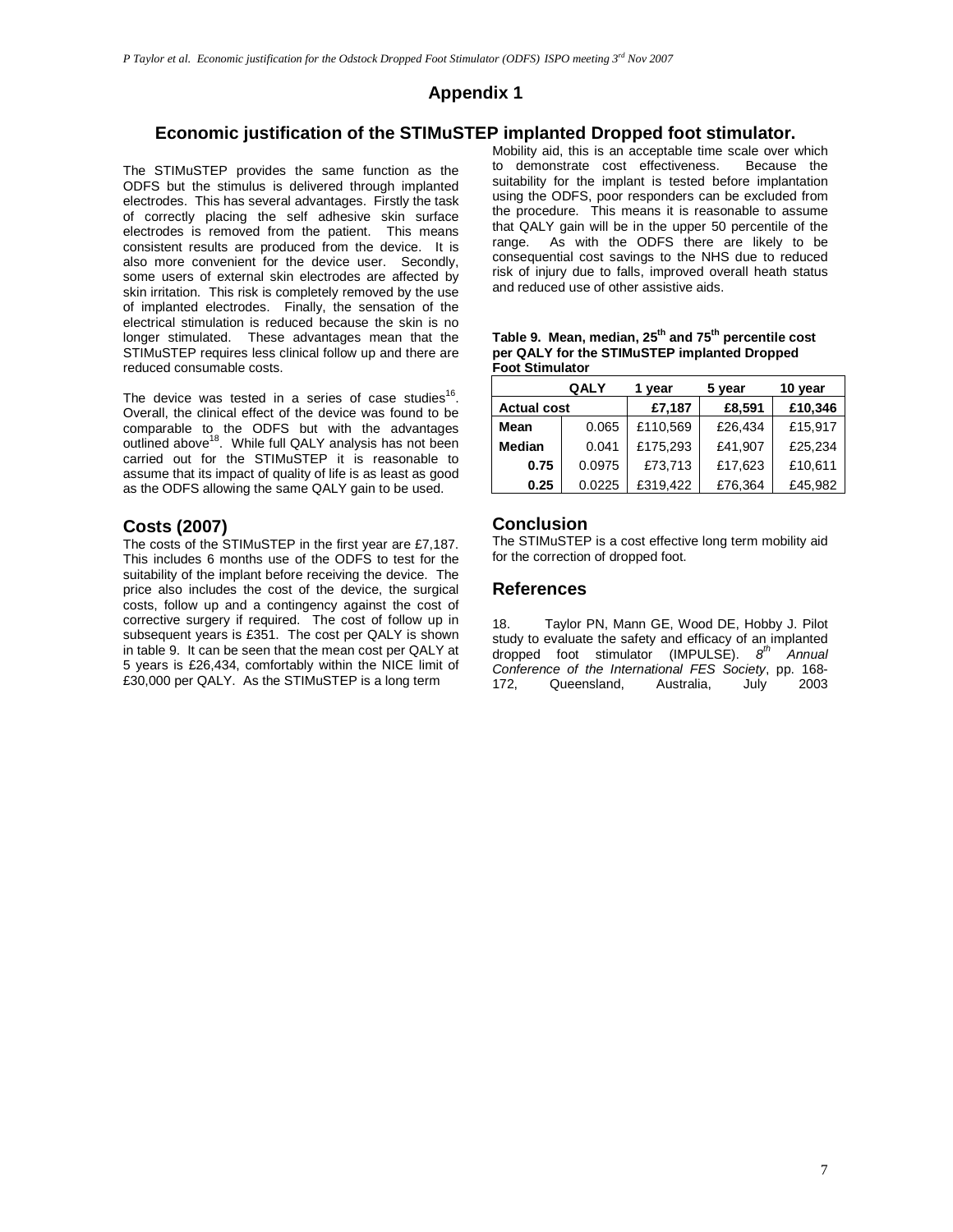## Appendix 1

## Economic justification of the STIMuSTEP implanted Dropped foot stimulator.

The STIMuSTEP provides the same function as the ODFS but the stimulus is delivered through implanted electrodes. This has several advantages. Firstly the task of correctly placing the self adhesive skin surface electrodes is removed from the patient. This means consistent results are produced from the device. It is also more convenient for the device user. Secondly, some users of external skin electrodes are affected by skin irritation. This risk is completely removed by the use of implanted electrodes. Finally, the sensation of the electrical stimulation is reduced because the skin is no longer stimulated. These advantages mean that the STIMuSTEP requires less clinical follow up and there are reduced consumable costs.

The device was tested in a series of case studies[16]. Overall, the clinical effect of the device was found to be comparable to the ODFS but with the advantages outlined above[18]. While full QALY analysis has not been carried out for the STIMuSTEP it is reasonable to assume that its impact of quality of life is as least as good as the ODFS allowing the same QALY gain to be used.

### Costs (2007)

The costs of the STIMuSTEP in the first year are £7,187. This includes 6 months use of the ODFS to test for the suitability of the implant before receiving the device. The price also includes the cost of the device, the surgical costs, follow up and a contingency against the cost of corrective surgery if required. The cost of follow up in subsequent years is £351. The cost per QALY is shown in table 9. It can be seen that the mean cost per QALY at 5 years is £26,434, comfortably within the NICE limit of £30,000 per QALY. As the STIMuSTEP is a long term Mobility aid, this is an acceptable time scale over which to demonstrate cost effectiveness. Because the suitability for the implant is tested before implantation using the ODFS, poor responders can be excluded from the procedure. This means it is reasonable to assume that QALY gain will be in the upper 50 percentile of the range. As with the ODFS there are likely to be consequential cost savings to the NHS due to reduced risk of injury due to falls, improved overall heath status and reduced use of other assistive aids.

**Table 9. Mean, median, 25th and 75th percentile cost per QALY for the STIMuSTEP implanted Dropped Foot Stimulator**

| | QALY | 1 year | 5 year | 10 year |
|---|---|---|---|---|
| **Actual cost** | | **£7,187** | **£8,591** | **£10,346** |
| **Mean** | 0.065 | £110,569 | £26,434 | £15,917 |
| **Median** | 0.041 | £175,293 | £41,907 | £25,234 |
| **0.75** | 0.0975 | £73,713 | £17,623 | £10,611 |
| **0.25** | 0.0225 | £319,422 | £76,364 | £45,982 |

### Conclusion

The STIMuSTEP is a cost effective long term mobility aid for the correction of dropped foot.

### References

18. Taylor PN, Mann GE, Wood DE, Hobby J. Pilot study to evaluate the safety and efficacy of an implanted dropped foot stimulator (IMPULSE). *8th Annual Conference of the International FES Society*, pp. 168-172, Queensland, Australia, July 2003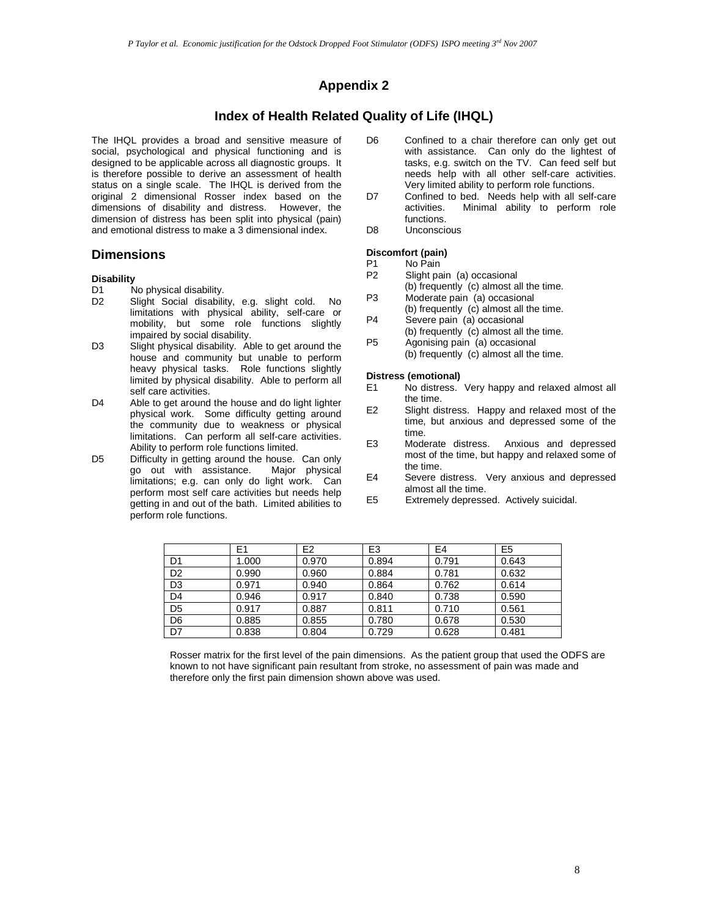## Appendix 2

### Index of Health Related Quality of Life (IHQL)

The IHQL provides a broad and sensitive measure of social, psychological and physical functioning and is designed to be applicable across all diagnostic groups. It is therefore possible to derive an assessment of health status on a single scale. The IHQL is derived from the original 2 dimensional Rosser index based on the dimensions of disability and distress. However, the dimension of distress has been split into physical (pain) and emotional distress to make a 3 dimensional index.

## Dimensions

**Disability**

- D1 No physical disability.
- D2 Slight Social disability, e.g. slight cold. No limitations with physical ability, self-care or mobility, but some role functions slightly impaired by social disability.
- D3 Slight physical disability. Able to get around the house and community but unable to perform heavy physical tasks. Role functions slightly limited by physical disability. Able to perform all self care activities.
- D4 Able to get around the house and do light lighter physical work. Some difficulty getting around the community due to weakness or physical limitations. Can perform all self-care activities. Ability to perform role functions limited.
- D5 Difficulty in getting around the house. Can only go out with assistance. Major physical limitations; e.g. can only do light work. Can perform most self care activities but needs help getting in and out of the bath. Limited abilities to perform role functions.
- D6 Confined to a chair therefore can only get out with assistance. Can only do the lightest of tasks, e.g. switch on the TV. Can feed self but needs help with all other self-care activities. Very limited ability to perform role functions.
- D7 Confined to bed. Needs help with all self-care activities. Minimal ability to perform role functions.
- D8 Unconscious

**Discomfort (pain)**

- P1 No Pain
- P2 Slight pain (a) occasional (b) frequently (c) almost all the time.
- P3 Moderate pain (a) occasional (b) frequently (c) almost all the time.
- P4 Severe pain (a) occasional (b) frequently (c) almost all the time.
- P5 Agonising pain (a) occasional (b) frequently (c) almost all the time.

**Distress (emotional)**

- E1 No distress. Very happy and relaxed almost all the time.
- E2 Slight distress. Happy and relaxed most of the time, but anxious and depressed some of the time.
- E3 Moderate distress. Anxious and depressed most of the time, but happy and relaxed some of the time.
- E4 Severe distress. Very anxious and depressed almost all the time.
- E5 Extremely depressed. Actively suicidal.

| | E1 | E2 | E3 | E4 | E5 |
|---|---|---|---|---|---|
| D1 | 1.000 | 0.970 | 0.894 | 0.791 | 0.643 |
| D2 | 0.990 | 0.960 | 0.884 | 0.781 | 0.632 |
| D3 | 0.971 | 0.940 | 0.864 | 0.762 | 0.614 |
| D4 | 0.946 | 0.917 | 0.840 | 0.738 | 0.590 |
| D5 | 0.917 | 0.887 | 0.811 | 0.710 | 0.561 |
| D6 | 0.885 | 0.855 | 0.780 | 0.678 | 0.530 |
| D7 | 0.838 | 0.804 | 0.729 | 0.628 | 0.481 |

Rosser matrix for the first level of the pain dimensions. As the patient group that used the ODFS are known to not have significant pain resultant from stroke, no assessment of pain was made and therefore only the first pain dimension shown above was used.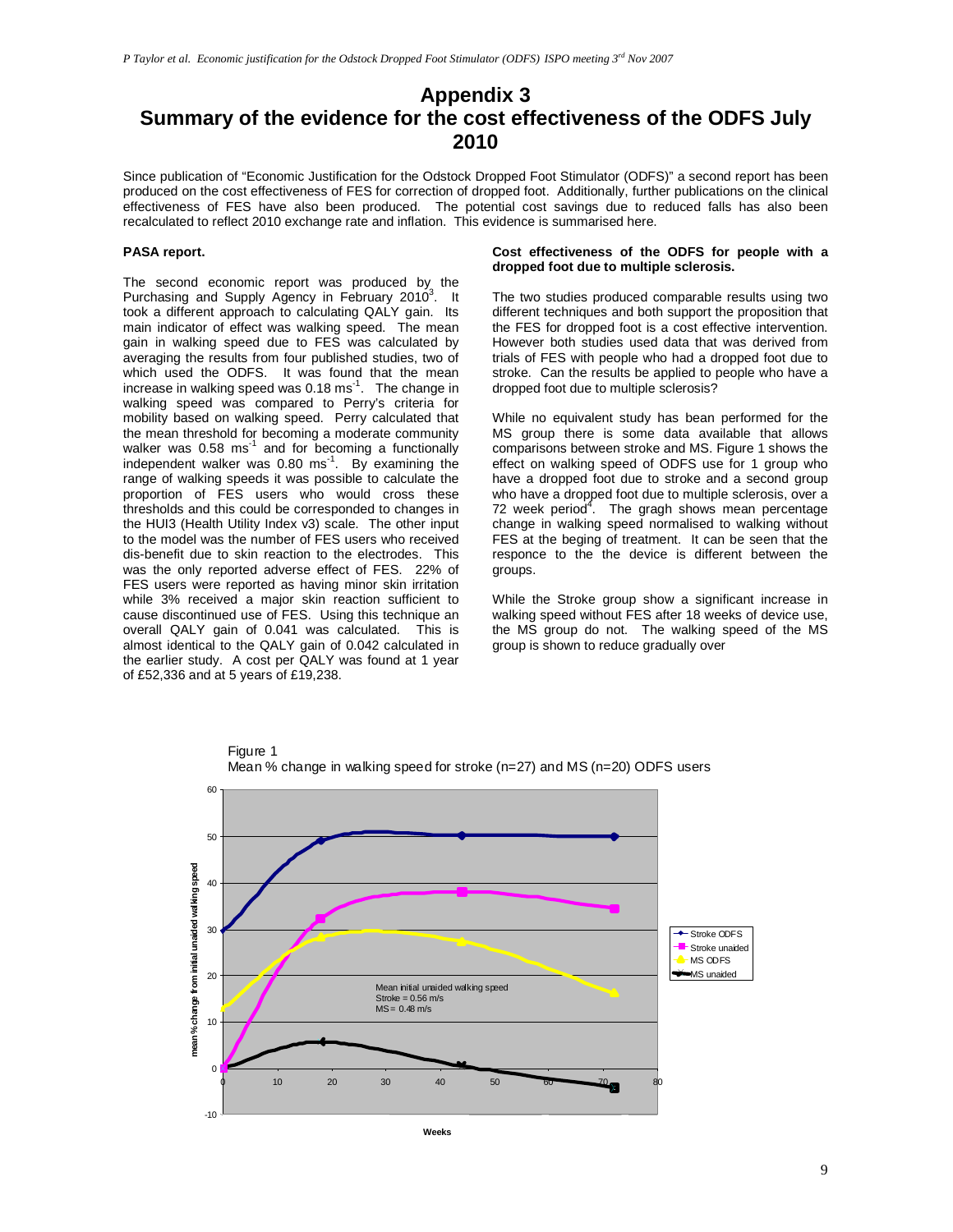# Appendix 3
# Summary of the evidence for the cost effectiveness of the ODFS July 2010

Since publication of "Economic Justification for the Odstock Dropped Foot Stimulator (ODFS)" a second report has been produced on the cost effectiveness of FES for correction of dropped foot. Additionally, further publications on the clinical effectiveness of FES have also been produced. The potential cost savings due to reduced falls has also been recalculated to reflect 2010 exchange rate and inflation. This evidence is summarised here.

### PASA report.

The second economic report was produced by the Purchasing and Supply Agency in February 2010[3]. It took a different approach to calculating QALY gain. Its main indicator of effect was walking speed. The mean gain in walking speed due to FES was calculated by averaging the results from four published studies, two of which used the ODFS. It was found that the mean increase in walking speed was 0.18 $ms^{-1}$. The change in walking speed was compared to Perry's criteria for mobility based on walking speed. Perry calculated that the mean threshold for becoming a moderate community walker was 0.58 $ms^{-1}$ and for becoming a functionally independent walker was 0.80 $ms^{-1}$. By examining the range of walking speeds it was possible to calculate the proportion of FES users who would cross these thresholds and this could be corresponded to changes in the HUI3 (Health Utility Index v3) scale. The other input to the model was the number of FES users who received dis-benefit due to skin reaction to the electrodes. This was the only reported adverse effect of FES. 22% of FES users were reported as having minor skin irritation while 3% received a major skin reaction sufficient to cause discontinued use of FES. Using this technique an overall QALY gain of 0.041 was calculated. This is almost identical to the QALY gain of 0.042 calculated in the earlier study. A cost per QALY was found at 1 year of £52,336 and at 5 years of £19,238.

### Cost effectiveness of the ODFS for people with a dropped foot due to multiple sclerosis.

The two studies produced comparable results using two different techniques and both support the proposition that the FES for dropped foot is a cost effective intervention. However both studies used data that was derived from trials of FES with people who had a dropped foot due to stroke. Can the results be applied to people who have a dropped foot due to multiple sclerosis?

While no equivalent study has bean performed for the MS group there is some data available that allows comparisons between stroke and MS. Figure 1 shows the effect on walking speed of ODFS use for 1 group who have a dropped foot due to stroke and a second group who have a dropped foot due to multiple sclerosis, over a 72 week period[4]. The gragh shows mean percentage change in walking speed normalised to walking without FES at the beging of treatment. It can be seen that the responce to the the device is different between the groups.

While the Stroke group show a significant increase in walking speed without FES after 18 weeks of device use, the MS group do not. The walking speed of the MS group is shown to reduce gradually over

Figure 1
Mean % change in walking speed for stroke (n=27) and MS (n=20) ODFS users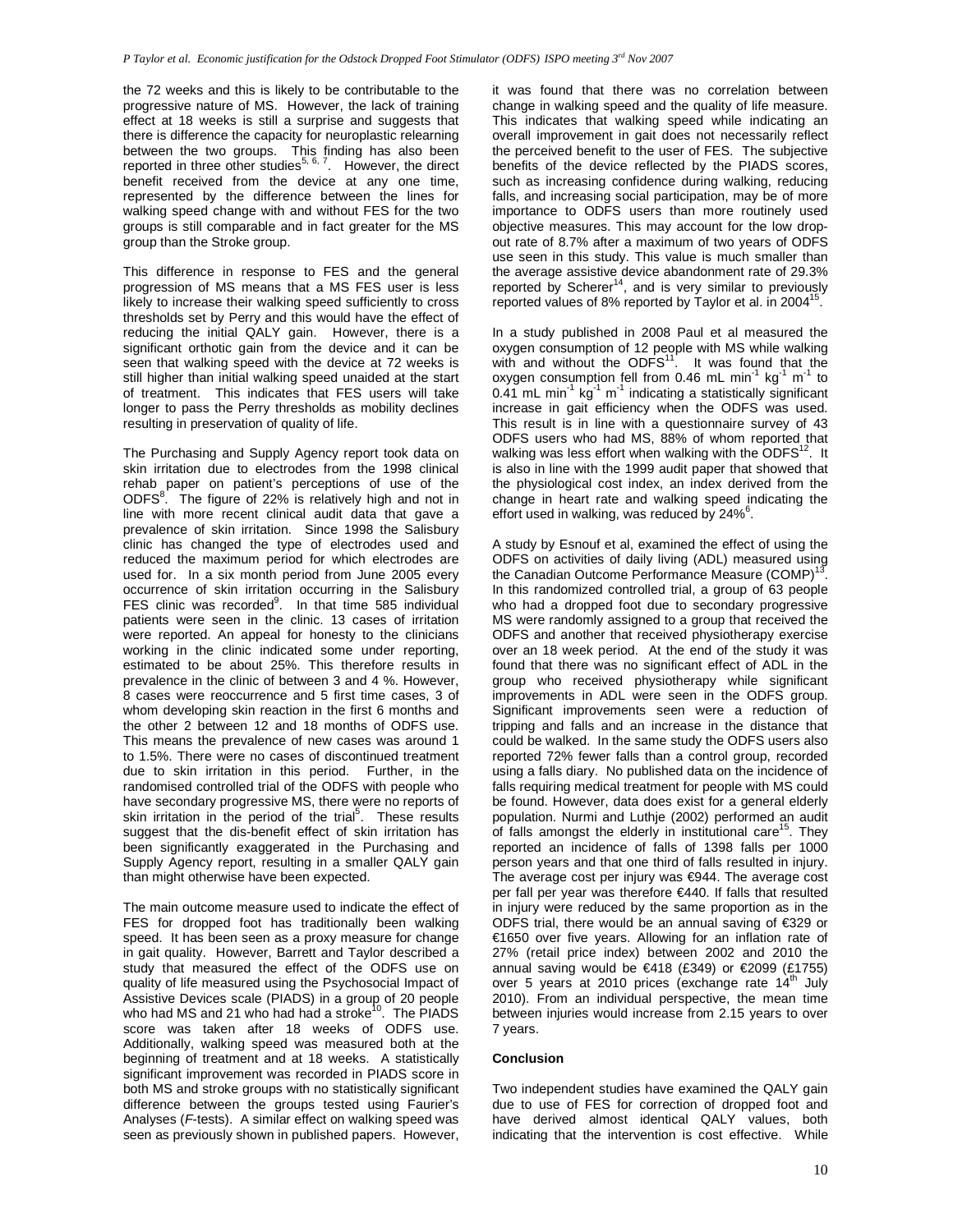the 72 weeks and this is likely to be contributable to the progressive nature of MS. However, the lack of training effect at 18 weeks is still a surprise and suggests that there is difference the capacity for neuroplastic relearning between the two groups. This finding has also been reported in three other studies[5, 6, 7]. However, the direct benefit received from the device at any one time, represented by the difference between the lines for walking speed change with and without FES for the two groups is still comparable and in fact greater for the MS group than the Stroke group.

This difference in response to FES and the general progression of MS means that a MS FES user is less likely to increase their walking speed sufficiently to cross thresholds set by Perry and this would have the effect of reducing the initial QALY gain. However, there is a significant orthotic gain from the device and it can be seen that walking speed with the device at 72 weeks is still higher than initial walking speed unaided at the start of treatment. This indicates that FES users will take longer to pass the Perry thresholds as mobility declines resulting in preservation of quality of life.

The Purchasing and Supply Agency report took data on skin irritation due to electrodes from the 1998 clinical rehab paper on patient's perceptions of use of the ODFS[8]. The figure of 22% is relatively high and not in line with more recent clinical audit data that gave a prevalence of skin irritation. Since 1998 the Salisbury clinic has changed the type of electrodes used and reduced the maximum period for which electrodes are used for. In a six month period from June 2005 every occurrence of skin irritation occurring in the Salisbury FES clinic was recorded[9]. In that time 585 individual patients were seen in the clinic. 13 cases of irritation were reported. An appeal for honesty to the clinicians working in the clinic indicated some under reporting, estimated to be about 25%. This therefore results in prevalence in the clinic of between 3 and 4 %. However, 8 cases were reoccurrence and 5 first time cases, 3 of whom developing skin reaction in the first 6 months and the other 2 between 12 and 18 months of ODFS use. This means the prevalence of new cases was around 1 to 1.5%. There were no cases of discontinued treatment due to skin irritation in this period. Further, in the randomised controlled trial of the ODFS with people who have secondary progressive MS, there were no reports of skin irritation in the period of the trial[5]. These results suggest that the dis-benefit effect of skin irritation has been significantly exaggerated in the Purchasing and Supply Agency report, resulting in a smaller QALY gain than might otherwise have been expected.

The main outcome measure used to indicate the effect of FES for dropped foot has traditionally been walking speed. It has been seen as a proxy measure for change in gait quality. However, Barrett and Taylor described a study that measured the effect of the ODFS use on quality of life measured using the Psychosocial Impact of Assistive Devices scale (PIADS) in a group of 20 people who had MS and 21 who had had a stroke[10]. The PIADS score was taken after 18 weeks of ODFS use. Additionally, walking speed was measured both at the beginning of treatment and at 18 weeks. A statistically significant improvement was recorded in PIADS score in both MS and stroke groups with no statistically significant difference between the groups tested using Faurier's Analyses (*F*-tests). A similar effect on walking speed was seen as previously shown in published papers. However, it was found that there was no correlation between change in walking speed and the quality of life measure. This indicates that walking speed while indicating an overall improvement in gait does not necessarily reflect the perceived benefit to the user of FES. The subjective benefits of the device reflected by the PIADS scores, such as increasing confidence during walking, reducing falls, and increasing social participation, may be of more importance to ODFS users than more routinely used objective measures. This may account for the low drop-out rate of 8.7% after a maximum of two years of ODFS use seen in this study. This value is much smaller than the average assistive device abandonment rate of 29.3% reported by Scherer[14], and is very similar to previously reported values of 8% reported by Taylor et al. in 2004[15].

In a study published in 2008 Paul et al measured the oxygen consumption of 12 people with MS while walking with and without the ODFS[11]. It was found that the oxygen consumption fell from 0.46 mL $min^{-1}$ $kg^{-1}$ $m^{-1}$ to 0.41 mL $min^{-1}$ $kg^{-1}$ $m^{-1}$ indicating a statistically significant increase in gait efficiency when the ODFS was used. This result is in line with a questionnaire survey of 43 ODFS users who had MS, 88% of whom reported that walking was less effort when walking with the ODFS[12]. It is also in line with the 1999 audit paper that showed that the physiological cost index, an index derived from the change in heart rate and walking speed indicating the effort used in walking, was reduced by 24%[6].

A study by Esnouf et al, examined the effect of using the ODFS on activities of daily living (ADL) measured using the Canadian Outcome Performance Measure (COMP)[13]. In this randomized controlled trial, a group of 63 people who had a dropped foot due to secondary progressive MS were randomly assigned to a group that received the ODFS and another that received physiotherapy exercise over an 18 week period. At the end of the study it was found that there was no significant effect of ADL in the group who received physiotherapy while significant improvements in ADL were seen in the ODFS group. Significant improvements seen were a reduction of tripping and falls and an increase in the distance that could be walked. In the same study the ODFS users also reported 72% fewer falls than a control group, recorded using a falls diary. No published data on the incidence of falls requiring medical treatment for people with MS could be found. However, data does exist for a general elderly population. Nurmi and Luthje (2002) performed an audit of falls amongst the elderly in institutional care[15]. They reported an incidence of falls of 1398 falls per 1000 person years and that one third of falls resulted in injury. The average cost per injury was €944. The average cost per fall per year was therefore €440. If falls that resulted in injury were reduced by the same proportion as in the ODFS trial, there would be an annual saving of €329 or €1650 over five years. Allowing for an inflation rate of 27% (retail price index) between 2002 and 2010 the annual saving would be €418 (£349) or €2099 (£1755) over 5 years at 2010 prices (exchange rate 14[th] July 2010). From an individual perspective, the mean time between injuries would increase from 2.15 years to over 7 years.

## Conclusion

Two independent studies have examined the QALY gain due to use of FES for correction of dropped foot and have derived almost identical QALY values, both indicating that the intervention is cost effective. While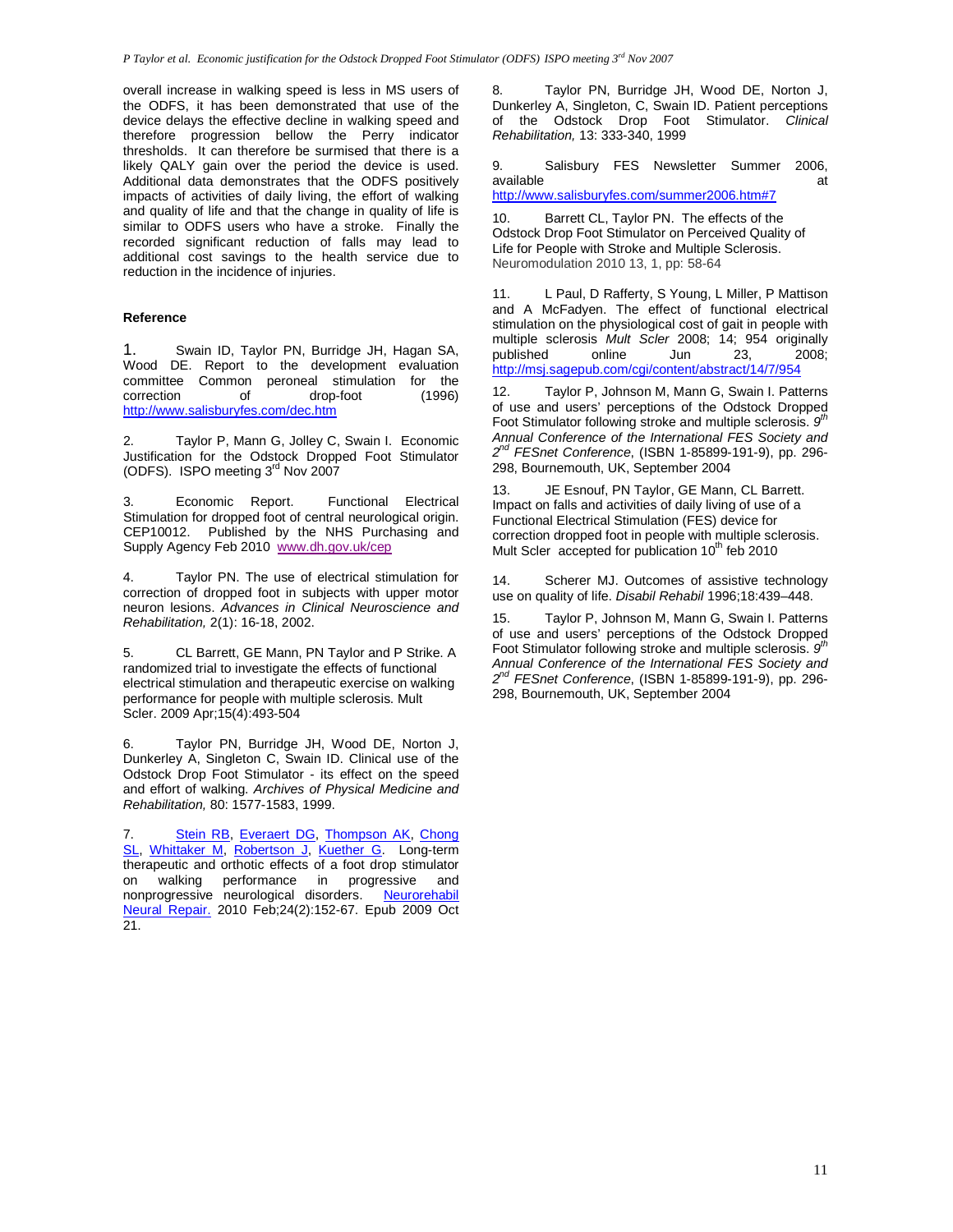overall increase in walking speed is less in MS users of the ODFS, it has been demonstrated that use of the device delays the effective decline in walking speed and therefore progression bellow the Perry indicator thresholds. It can therefore be surmised that there is a likely QALY gain over the period the device is used. Additional data demonstrates that the ODFS positively impacts of activities of daily living, the effort of walking and quality of life and that the change in quality of life is similar to ODFS users who have a stroke. Finally the recorded significant reduction of falls may lead to additional cost savings to the health service due to reduction in the incidence of injuries.

### Reference

1. Swain ID, Taylor PN, Burridge JH, Hagan SA, Wood DE. Report to the development evaluation committee Common peroneal stimulation for the correction of drop-foot (1996) http://www.salisburyfes.com/dec.htm

2. Taylor P, Mann G, Jolley C, Swain I. Economic Justification for the Odstock Dropped Foot Stimulator (ODFS). ISPO meeting 3rd Nov 2007

3. Economic Report. Functional Electrical Stimulation for dropped foot of central neurological origin. CEP10012. Published by the NHS Purchasing and Supply Agency Feb 2010 www.dh.gov.uk/cep

4. Taylor PN. The use of electrical stimulation for correction of dropped foot in subjects with upper motor neuron lesions. *Advances in Clinical Neuroscience and Rehabilitation,* 2(1): 16-18, 2002.

5. CL Barrett, GE Mann, PN Taylor and P Strike. A randomized trial to investigate the effects of functional electrical stimulation and therapeutic exercise on walking performance for people with multiple sclerosis. Mult Scler. 2009 Apr;15(4):493-504

6. Taylor PN, Burridge JH, Wood DE, Norton J, Dunkerley A, Singleton C, Swain ID. Clinical use of the Odstock Drop Foot Stimulator - its effect on the speed and effort of walking. *Archives of Physical Medicine and Rehabilitation,* 80: 1577-1583, 1999.

7. Stein RB, Everaert DG, Thompson AK, Chong SL, Whittaker M, Robertson J, Kuether G. Long-term therapeutic and orthotic effects of a foot drop stimulator on walking performance in progressive and nonprogressive neurological disorders. Neurorehabil Neural Repair. 2010 Feb;24(2):152-67. Epub 2009 Oct 21.

8. Taylor PN, Burridge JH, Wood DE, Norton J, Dunkerley A, Singleton, C, Swain ID. Patient perceptions of the Odstock Drop Foot Stimulator. *Clinical Rehabilitation,* 13: 333-340, 1999

9. Salisbury FES Newsletter Summer 2006, available at http://www.salisburyfes.com/summer2006.htm#7

10. Barrett CL, Taylor PN. The effects of the Odstock Drop Foot Stimulator on Perceived Quality of Life for People with Stroke and Multiple Sclerosis. Neuromodulation 2010 13, 1, pp: 58-64

11. L Paul, D Rafferty, S Young, L Miller, P Mattison and A McFadyen. The effect of functional electrical stimulation on the physiological cost of gait in people with multiple sclerosis *Mult Scler* 2008; 14; 954 originally published online Jun 23, 2008; http://msj.sagepub.com/cgi/content/abstract/14/7/954

12. Taylor P, Johnson M, Mann G, Swain I. Patterns of use and users' perceptions of the Odstock Dropped Foot Stimulator following stroke and multiple sclerosis. *9th Annual Conference of the International FES Society and 2nd FESnet Conference*, (ISBN 1-85899-191-9), pp. 296-298, Bournemouth, UK, September 2004

13. JE Esnouf, PN Taylor, GE Mann, CL Barrett. Impact on falls and activities of daily living of use of a Functional Electrical Stimulation (FES) device for correction dropped foot in people with multiple sclerosis. Mult Scler accepted for publication 10th feb 2010

14. Scherer MJ. Outcomes of assistive technology use on quality of life. *Disabil Rehabil* 1996;18:439–448.

15. Taylor P, Johnson M, Mann G, Swain I. Patterns of use and users' perceptions of the Odstock Dropped Foot Stimulator following stroke and multiple sclerosis. *9th Annual Conference of the International FES Society and 2nd FESnet Conference*, (ISBN 1-85899-191-9), pp. 296-298, Bournemouth, UK, September 2004